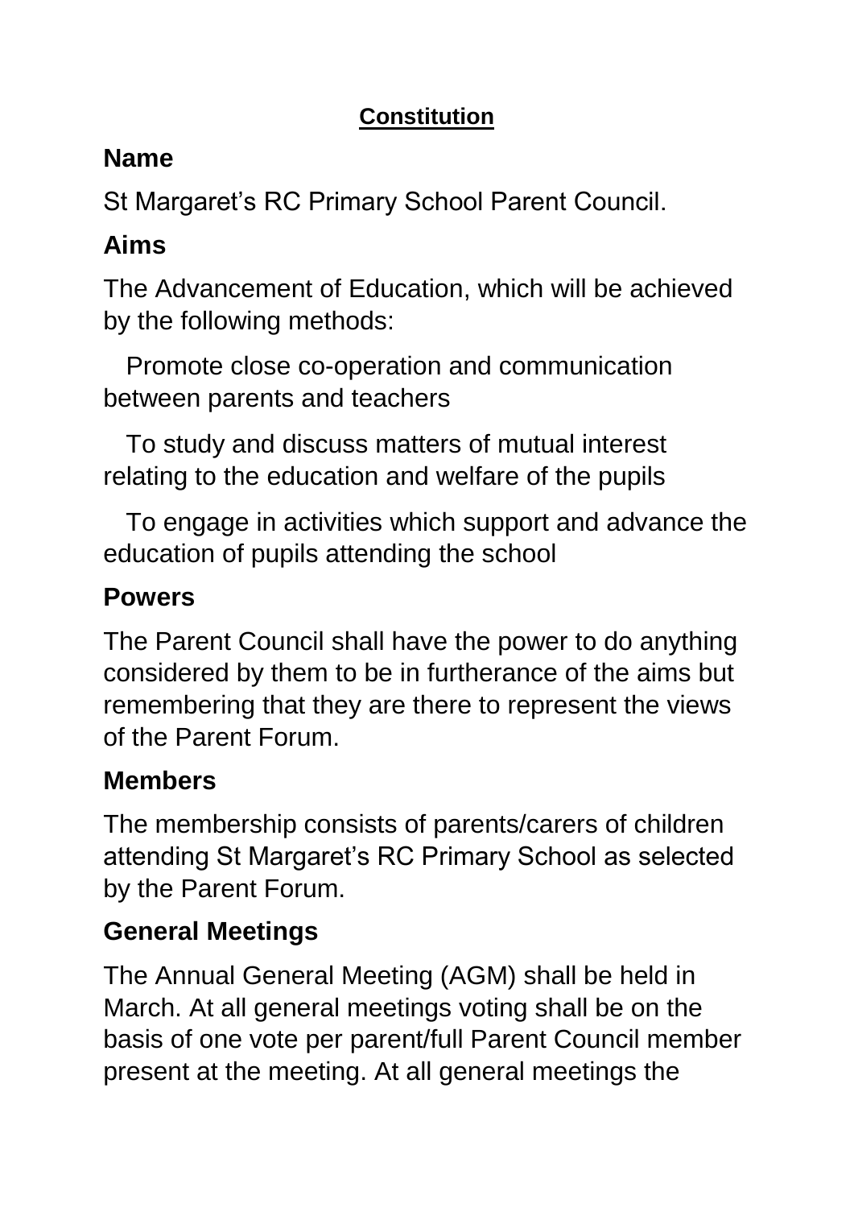# Constitution

## Name

St Margaret's RC Primary School Parent Council.

## Aims

The Advancement of Education, which will be achieved by the following methods:

- Promote close co-operation and communication between parents and teachers
- To study and discuss matters of mutual interest relating to the education and welfare of the pupils
- To engage in activities which support and advance the education of pupils attending the school

## Powers

The Parent Council shall have the power to do anything considered by them to be in furtherance of the aims but remembering that they are there to represent the views of the Parent Forum.

## Members

The membership consists of parents/carers of children attending St Margaret's RC Primary School as selected by the Parent Forum.

## General Meetings

The Annual General Meeting (AGM) shall be held in March. At all general meetings voting shall be on the basis of one vote per parent/full Parent Council member present at the meeting. At all general meetings the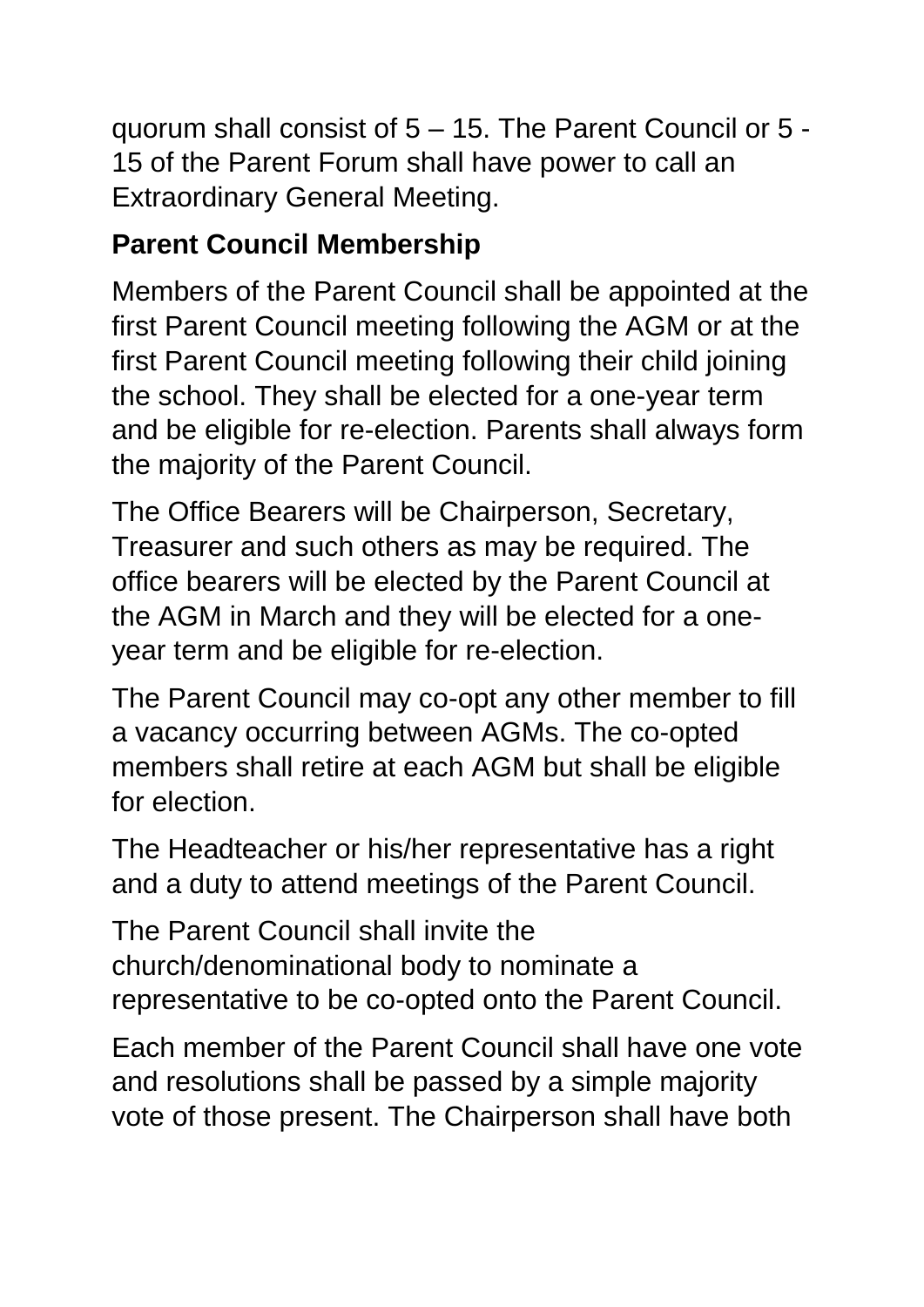quorum shall consist of 5 – 15. The Parent Council or 5 - 15 of the Parent Forum shall have power to call an Extraordinary General Meeting.

## Parent Council Membership

Members of the Parent Council shall be appointed at the first Parent Council meeting following the AGM or at the first Parent Council meeting following their child joining the school. They shall be elected for a one-year term and be eligible for re-election. Parents shall always form the majority of the Parent Council.

The Office Bearers will be Chairperson, Secretary, Treasurer and such others as may be required. The office bearers will be elected by the Parent Council at the AGM in March and they will be elected for a one-year term and be eligible for re-election.

The Parent Council may co-opt any other member to fill a vacancy occurring between AGMs. The co-opted members shall retire at each AGM but shall be eligible for election.

The Headteacher or his/her representative has a right and a duty to attend meetings of the Parent Council.

The Parent Council shall invite the church/denominational body to nominate a representative to be co-opted onto the Parent Council.

Each member of the Parent Council shall have one vote and resolutions shall be passed by a simple majority vote of those present. The Chairperson shall have both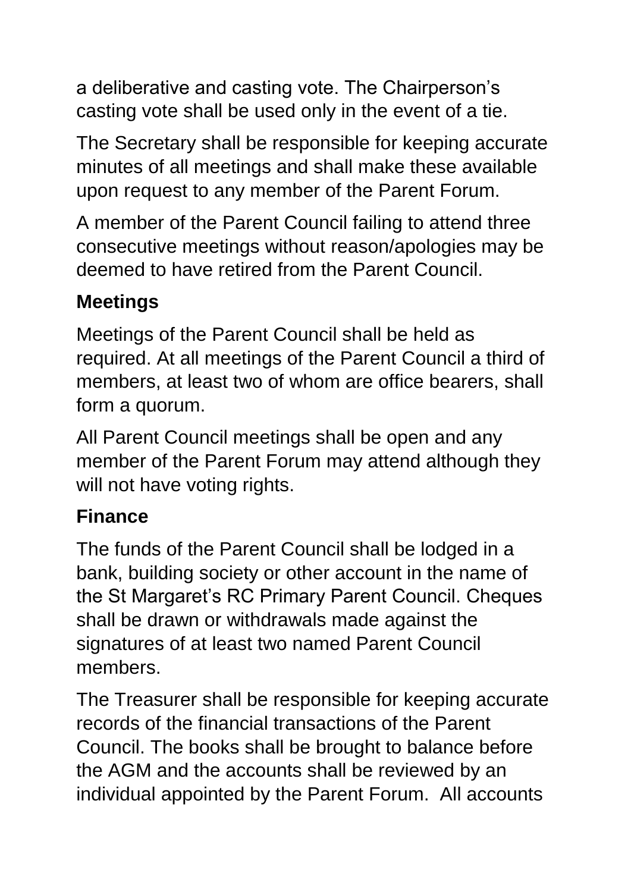a deliberative and casting vote. The Chairperson's casting vote shall be used only in the event of a tie.

The Secretary shall be responsible for keeping accurate minutes of all meetings and shall make these available upon request to any member of the Parent Forum.

A member of the Parent Council failing to attend three consecutive meetings without reason/apologies may be deemed to have retired from the Parent Council.

## Meetings

Meetings of the Parent Council shall be held as required. At all meetings of the Parent Council a third of members, at least two of whom are office bearers, shall form a quorum.

All Parent Council meetings shall be open and any member of the Parent Forum may attend although they will not have voting rights.

## Finance

The funds of the Parent Council shall be lodged in a bank, building society or other account in the name of the St Margaret's RC Primary Parent Council. Cheques shall be drawn or withdrawals made against the signatures of at least two named Parent Council members.

The Treasurer shall be responsible for keeping accurate records of the financial transactions of the Parent Council. The books shall be brought to balance before the AGM and the accounts shall be reviewed by an individual appointed by the Parent Forum. All accounts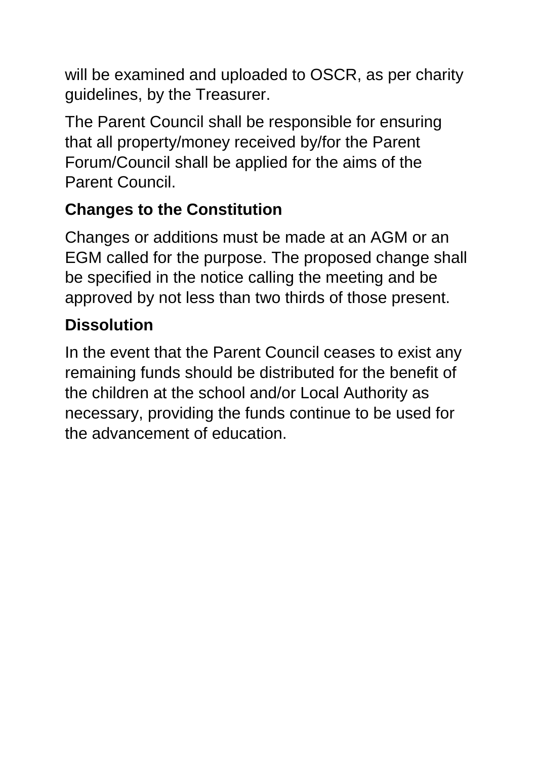will be examined and uploaded to OSCR, as per charity guidelines, by the Treasurer.

The Parent Council shall be responsible for ensuring that all property/money received by/for the Parent Forum/Council shall be applied for the aims of the Parent Council.

## Changes to the Constitution

Changes or additions must be made at an AGM or an EGM called for the purpose. The proposed change shall be specified in the notice calling the meeting and be approved by not less than two thirds of those present.

## Dissolution

In the event that the Parent Council ceases to exist any remaining funds should be distributed for the benefit of the children at the school and/or Local Authority as necessary, providing the funds continue to be used for the advancement of education.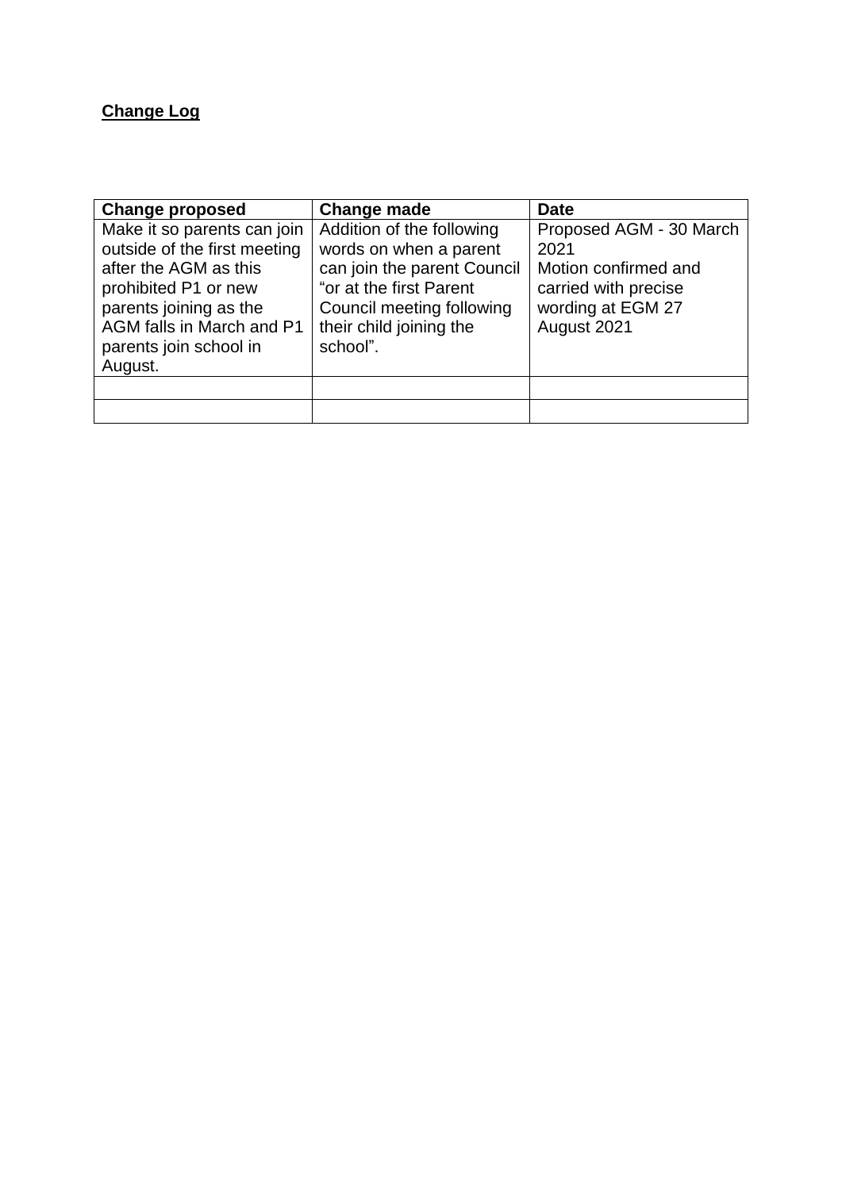**Change Log**

| Change proposed | Change made | Date |
|---|---|---|
| Make it so parents can join outside of the first meeting after the AGM as this prohibited P1 or new parents joining as the AGM falls in March and P1 parents join school in August. | Addition of the following words on when a parent can join the parent Council "or at the first Parent Council meeting following their child joining the school". | Proposed AGM - 30 March 2021<br>Motion confirmed and carried with precise wording at EGM 27 August 2021 |
| | | |
| | | |